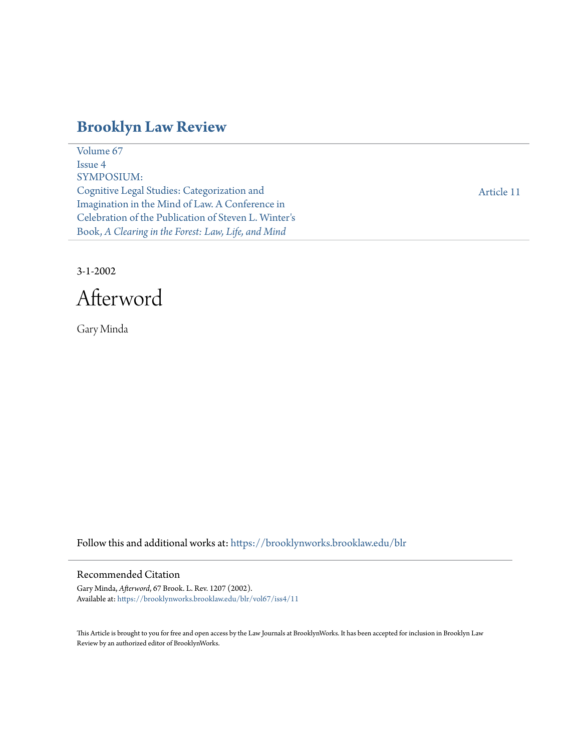# Brooklyn Law Review

Volume 67
Issue 4
SYMPOSIUM:
Cognitive Legal Studies: Categorization and Imagination in the Mind of Law. A Conference in Celebration of the Publication of Steven L. Winter's Book, *A Clearing in the Forest: Law, Life, and Mind*

Article 11

3-1-2002

# Afterword

Gary Minda

Follow this and additional works at: https://brooklynworks.brooklaw.edu/blr

## Recommended Citation

Gary Minda, *Afterword*, 67 Brook. L. Rev. 1207 (2002).
Available at: https://brooklynworks.brooklaw.edu/blr/vol67/iss4/11

This Article is brought to you for free and open access by the Law Journals at BrooklynWorks. It has been accepted for inclusion in Brooklyn Law Review by an authorized editor of BrooklynWorks.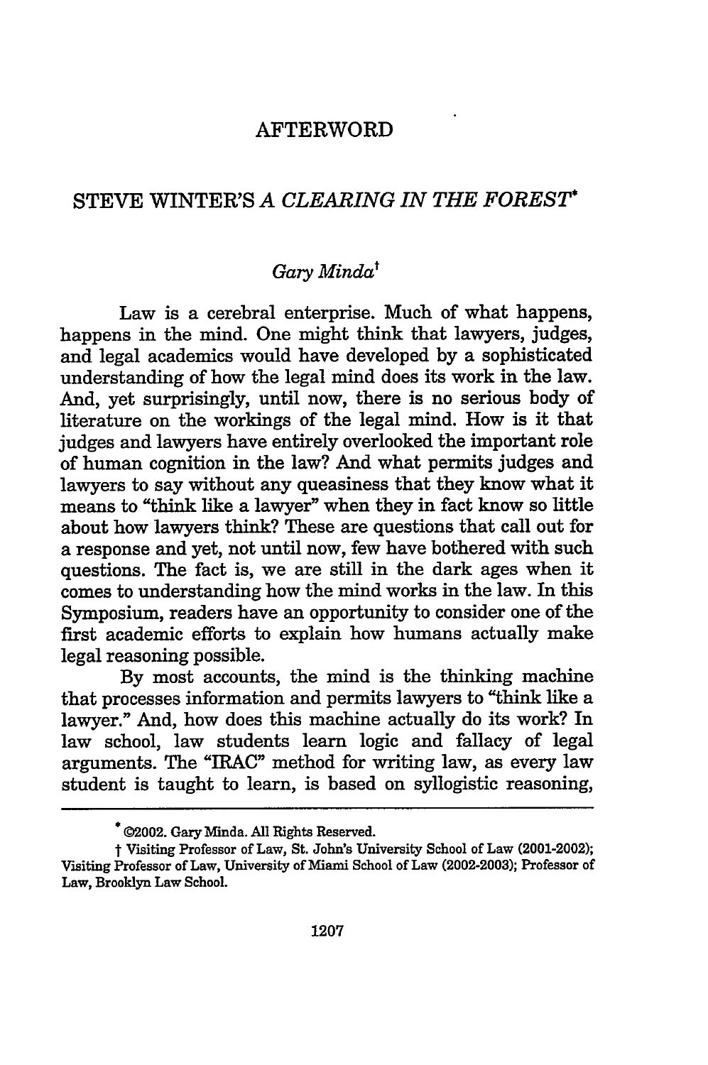# AFTERWORD

## STEVE WINTER'S *A CLEARING IN THE FOREST*[*]

*Gary Minda*[†]

Law is a cerebral enterprise. Much of what happens, happens in the mind. One might think that lawyers, judges, and legal academics would have developed by a sophisticated understanding of how the legal mind does its work in the law. And, yet surprisingly, until now, there is no serious body of literature on the workings of the legal mind. How is it that judges and lawyers have entirely overlooked the important role of human cognition in the law? And what permits judges and lawyers to say without any queasiness that they know what it means to "think like a lawyer" when they in fact know so little about how lawyers think? These are questions that call out for a response and yet, not until now, few have bothered with such questions. The fact is, we are still in the dark ages when it comes to understanding how the mind works in the law. In this Symposium, readers have an opportunity to consider one of the first academic efforts to explain how humans actually make legal reasoning possible.

By most accounts, the mind is the thinking machine that processes information and permits lawyers to "think like a lawyer." And, how does this machine actually do its work? In law school, law students learn logic and fallacy of legal arguments. The "IRAC" method for writing law, as every law student is taught to learn, is based on syllogistic reasoning,

---

[*] ©2002. Gary Minda. All Rights Reserved.

[†] Visiting Professor of Law, St. John's University School of Law (2001-2002); Visiting Professor of Law, University of Miami School of Law (2002-2003); Professor of Law, Brooklyn Law School.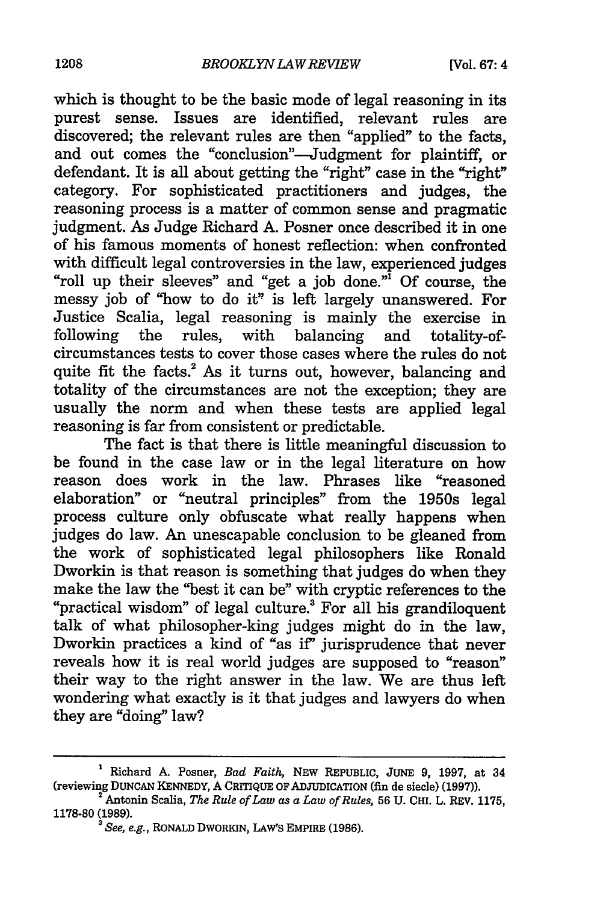which is thought to be the basic mode of legal reasoning in its purest sense. Issues are identified, relevant rules are discovered; the relevant rules are then "applied" to the facts, and out comes the "conclusion"—Judgment for plaintiff, or defendant. It is all about getting the "right" case in the "right" category. For sophisticated practitioners and judges, the reasoning process is a matter of common sense and pragmatic judgment. As Judge Richard A. Posner once described it in one of his famous moments of honest reflection: when confronted with difficult legal controversies in the law, experienced judges "roll up their sleeves" and "get a job done."[1] Of course, the messy job of "how to do it" is left largely unanswered. For Justice Scalia, legal reasoning is mainly the exercise in following the rules, with balancing and totality-of-circumstances tests to cover those cases where the rules do not quite fit the facts.[2] As it turns out, however, balancing and totality of the circumstances are not the exception; they are usually the norm and when these tests are applied legal reasoning is far from consistent or predictable.

The fact is that there is little meaningful discussion to be found in the case law or in the legal literature on how reason does work in the law. Phrases like "reasoned elaboration" or "neutral principles" from the 1950s legal process culture only obfuscate what really happens when judges do law. An unescapable conclusion to be gleaned from the work of sophisticated legal philosophers like Ronald Dworkin is that reason is something that judges do when they make the law the "best it can be" with cryptic references to the "practical wisdom" of legal culture.[3] For all his grandiloquent talk of what philosopher-king judges might do in the law, Dworkin practices a kind of "as if" jurisprudence that never reveals how it is real world judges are supposed to "reason" their way to the right answer in the law. We are thus left wondering what exactly is it that judges and lawyers do when they are "doing" law?

---

[1] Richard A. Posner, *Bad Faith*, NEW REPUBLIC, JUNE 9, 1997, at 34 (reviewing DUNCAN KENNEDY, A CRITIQUE OF ADJUDICATION (fin de siecle) (1997)).

[2] Antonin Scalia, *The Rule of Law as a Law of Rules*, 56 U. CHI. L. REV. 1175, 1178-80 (1989).

[3] *See, e.g.*, RONALD DWORKIN, LAW'S EMPIRE (1986).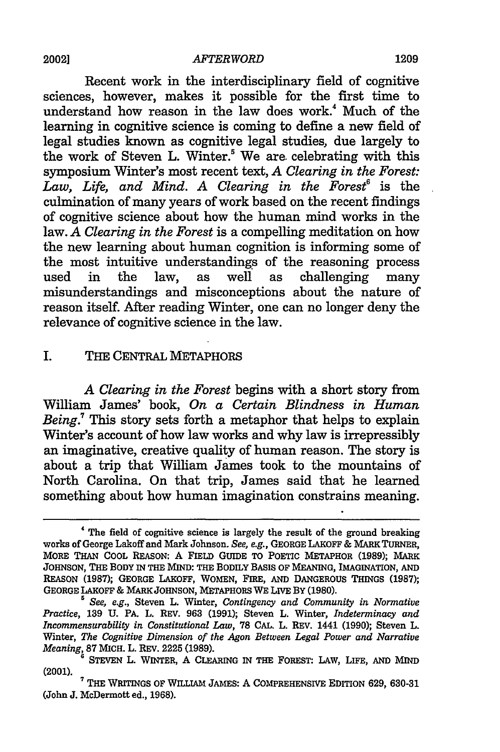Recent work in the interdisciplinary field of cognitive sciences, however, makes it possible for the first time to understand how reason in the law does work.[4] Much of the learning in cognitive science is coming to define a new field of legal studies known as cognitive legal studies, due largely to the work of Steven L. Winter.[5] We are celebrating with this symposium Winter's most recent text, *A Clearing in the Forest: Law, Life, and Mind*. *A Clearing in the Forest*[6] is the culmination of many years of work based on the recent findings of cognitive science about how the human mind works in the law. *A Clearing in the Forest* is a compelling meditation on how the new learning about human cognition is informing some of the most intuitive understandings of the reasoning process used in the law, as well as challenging many misunderstandings and misconceptions about the nature of reason itself. After reading Winter, one can no longer deny the relevance of cognitive science in the law.

## I. THE CENTRAL METAPHORS

*A Clearing in the Forest* begins with a short story from William James' book, *On a Certain Blindness in Human Being*.[7] This story sets forth a metaphor that helps to explain Winter's account of how law works and why law is irrepressibly an imaginative, creative quality of human reason. The story is about a trip that William James took to the mountains of North Carolina. On that trip, James said that he learned something about how human imagination constrains meaning.

---

[4] The field of cognitive science is largely the result of the ground breaking works of George Lakoff and Mark Johnson. *See, e.g.*, GEORGE LAKOFF & MARK TURNER, MORE THAN COOL REASON: A FIELD GUIDE TO POETIC METAPHOR (1989); MARK JOHNSON, THE BODY IN THE MIND: THE BODILY BASIS OF MEANING, IMAGINATION, AND REASON (1987); GEORGE LAKOFF, WOMEN, FIRE, AND DANGEROUS THINGS (1987); GEORGE LAKOFF & MARK JOHNSON, METAPHORS WE LIVE BY (1980).

[5] *See, e.g.*, Steven L. Winter, *Contingency and Community in Normative Practice*, 139 U. PA. L. REV. 963 (1991); Steven L. Winter, *Indeterminacy and Incommensurability in Constitutional Law*, 78 CAL. L. REV. 1441 (1990); Steven L. Winter, *The Cognitive Dimension of the Agon Between Legal Power and Narrative Meaning*, 87 MICH. L. REV. 2225 (1989).

[6] STEVEN L. WINTER, A CLEARING IN THE FOREST: LAW, LIFE, AND MIND (2001).

[7] THE WRITINGS OF WILLIAM JAMES: A COMPREHENSIVE EDITION 629, 630-31 (John J. McDermott ed., 1968).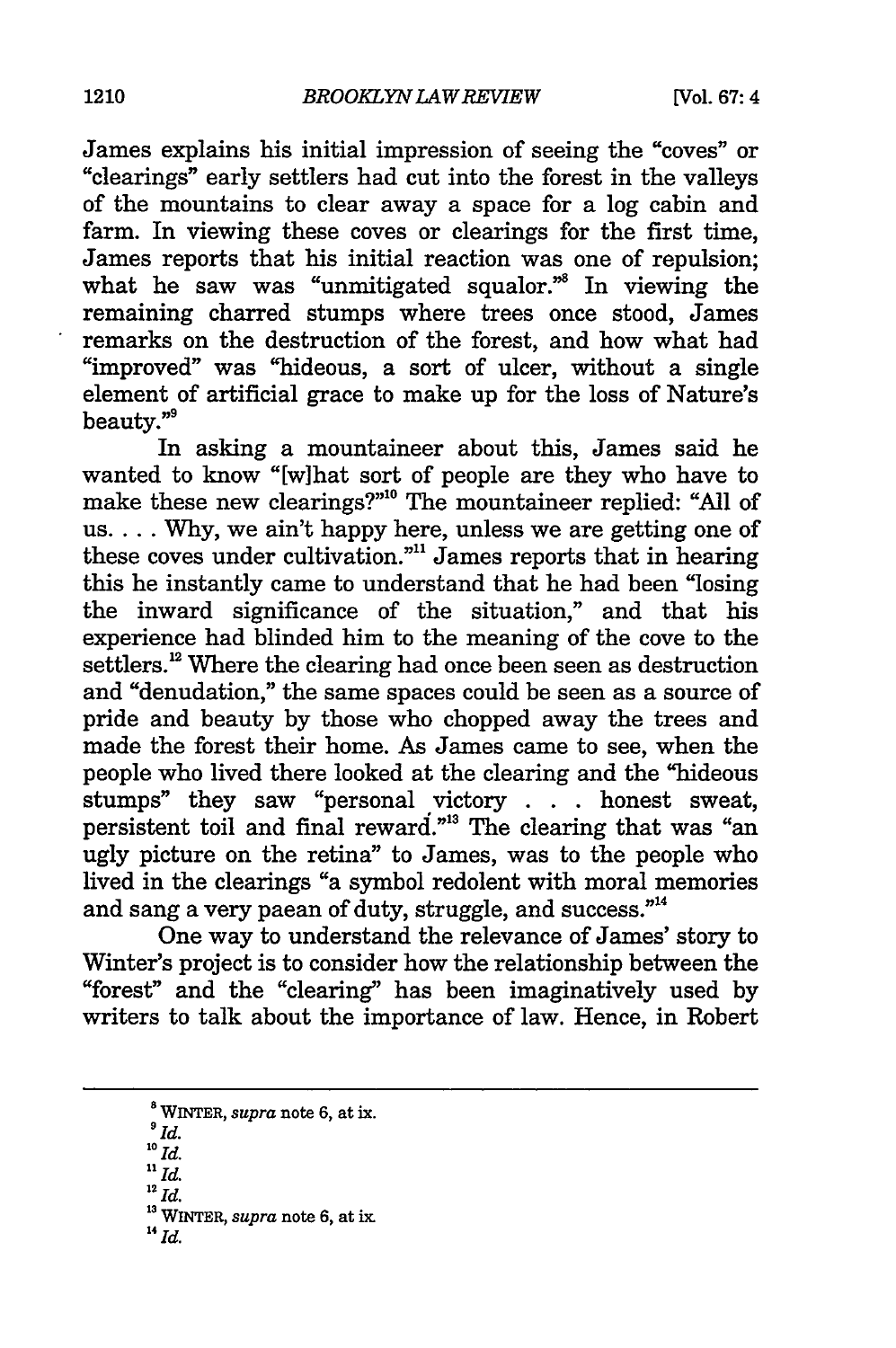James explains his initial impression of seeing the "coves" or "clearings" early settlers had cut into the forest in the valleys of the mountains to clear away a space for a log cabin and farm. In viewing these coves or clearings for the first time, James reports that his initial reaction was one of repulsion; what he saw was "unmitigated squalor."[8] In viewing the remaining charred stumps where trees once stood, James remarks on the destruction of the forest, and how what had "improved" was "hideous, a sort of ulcer, without a single element of artificial grace to make up for the loss of Nature's beauty."[9]

In asking a mountaineer about this, James said he wanted to know "[w]hat sort of people are they who have to make these new clearings?"[10] The mountaineer replied: "All of us. . . . Why, we ain't happy here, unless we are getting one of these coves under cultivation."[11] James reports that in hearing this he instantly came to understand that he had been "losing the inward significance of the situation," and that his experience had blinded him to the meaning of the cove to the settlers.[12] Where the clearing had once been seen as destruction and "denudation," the same spaces could be seen as a source of pride and beauty by those who chopped away the trees and made the forest their home. As James came to see, when the people who lived there looked at the clearing and the "hideous stumps" they saw "personal victory . . . honest sweat, persistent toil and final reward."[13] The clearing that was "an ugly picture on the retina" to James, was to the people who lived in the clearings "a symbol redolent with moral memories and sang a very paean of duty, struggle, and success."[14]

One way to understand the relevance of James' story to Winter's project is to consider how the relationship between the "forest" and the "clearing" has been imaginatively used by writers to talk about the importance of law. Hence, in Robert

---

[8] WINTER, *supra* note 6, at ix.

[9] *Id.*

[10] *Id.*

[11] *Id.*

[12] *Id.*

[13] WINTER, *supra* note 6, at ix.

[14] *Id.*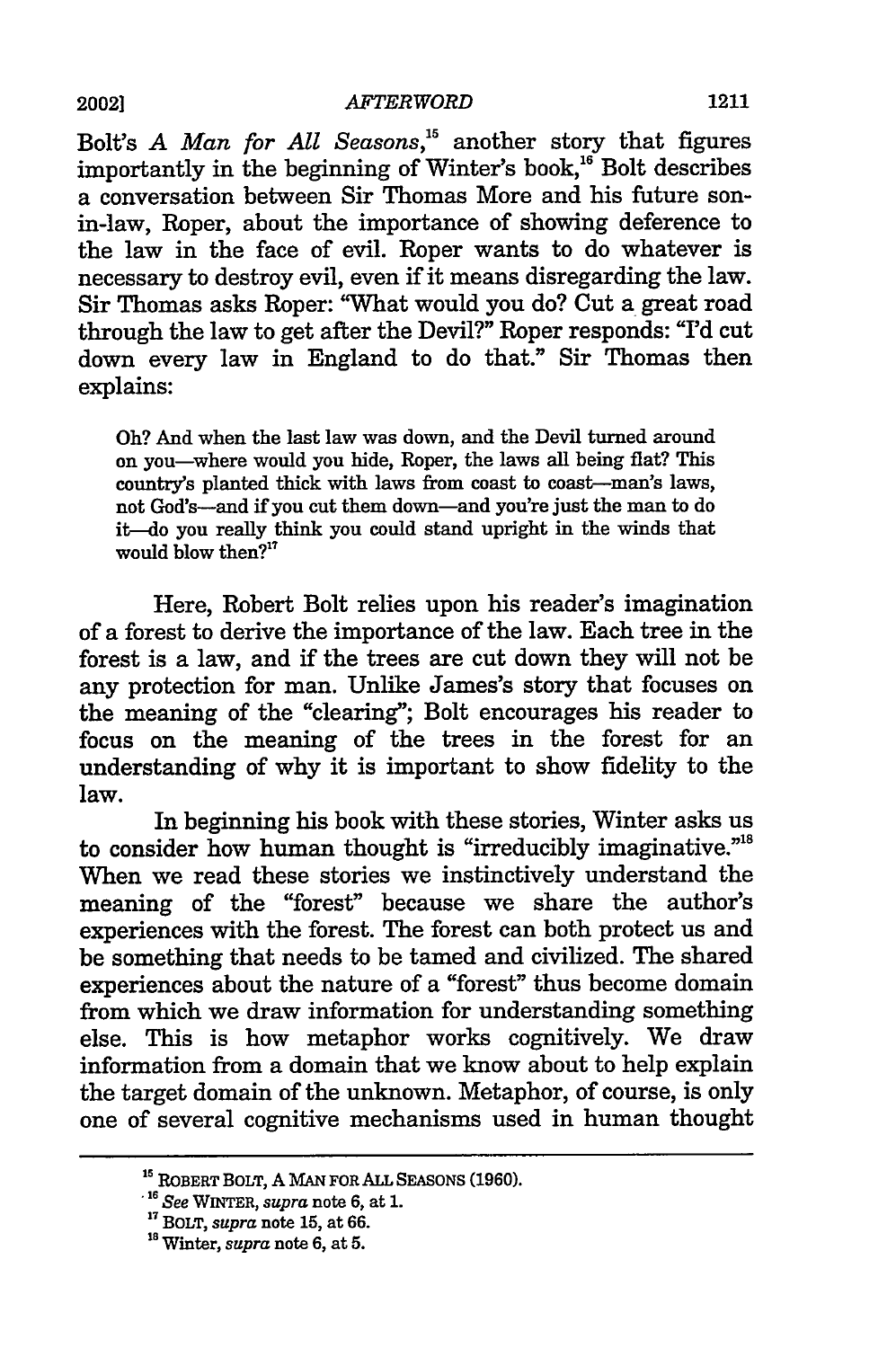Bolt's *A Man for All Seasons*,[15] another story that figures importantly in the beginning of Winter's book,[16] Bolt describes a conversation between Sir Thomas More and his future son-in-law, Roper, about the importance of showing deference to the law in the face of evil. Roper wants to do whatever is necessary to destroy evil, even if it means disregarding the law. Sir Thomas asks Roper: "What would you do? Cut a great road through the law to get after the Devil?" Roper responds: "I'd cut down every law in England to do that." Sir Thomas then explains:

> Oh? And when the last law was down, and the Devil turned around on you—where would you hide, Roper, the laws all being flat? This country's planted thick with laws from coast to coast—man's laws, not God's—and if you cut them down—and you're just the man to do it—do you really think you could stand upright in the winds that would blow then?[17]

Here, Robert Bolt relies upon his reader's imagination of a forest to derive the importance of the law. Each tree in the forest is a law, and if the trees are cut down they will not be any protection for man. Unlike James's story that focuses on the meaning of the "clearing"; Bolt encourages his reader to focus on the meaning of the trees in the forest for an understanding of why it is important to show fidelity to the law.

In beginning his book with these stories, Winter asks us to consider how human thought is "irreducibly imaginative."[18] When we read these stories we instinctively understand the meaning of the "forest" because we share the author's experiences with the forest. The forest can both protect us and be something that needs to be tamed and civilized. The shared experiences about the nature of a "forest" thus become domain from which we draw information for understanding something else. This is how metaphor works cognitively. We draw information from a domain that we know about to help explain the target domain of the unknown. Metaphor, of course, is only one of several cognitive mechanisms used in human thought

---

[15] ROBERT BOLT, A MAN FOR ALL SEASONS (1960).

[16] *See* WINTER, *supra* note 6, at 1.

[17] BOLT, *supra* note 15, at 66.

[18] Winter, *supra* note 6, at 5.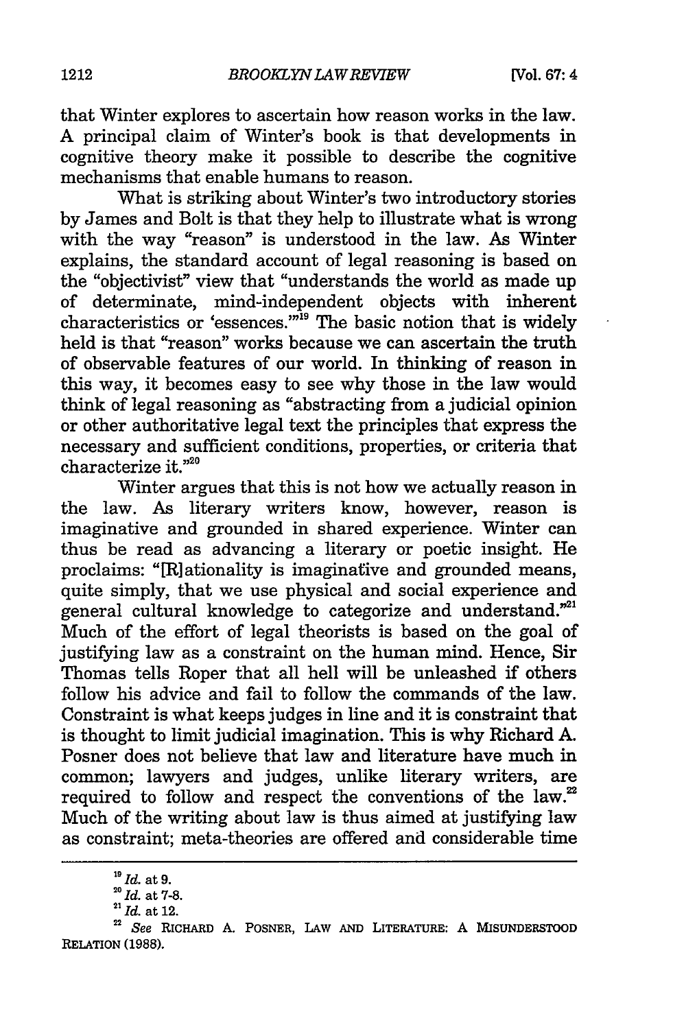that Winter explores to ascertain how reason works in the law. A principal claim of Winter's book is that developments in cognitive theory make it possible to describe the cognitive mechanisms that enable humans to reason.

What is striking about Winter's two introductory stories by James and Bolt is that they help to illustrate what is wrong with the way "reason" is understood in the law. As Winter explains, the standard account of legal reasoning is based on the "objectivist" view that "understands the world as made up of determinate, mind-independent objects with inherent characteristics or 'essences.'"[19] The basic notion that is widely held is that "reason" works because we can ascertain the truth of observable features of our world. In thinking of reason in this way, it becomes easy to see why those in the law would think of legal reasoning as "abstracting from a judicial opinion or other authoritative legal text the principles that express the necessary and sufficient conditions, properties, or criteria that characterize it."[20]

Winter argues that this is not how we actually reason in the law. As literary writers know, however, reason is imaginative and grounded in shared experience. Winter can thus be read as advancing a literary or poetic insight. He proclaims: "[R]ationality is imaginative and grounded means, quite simply, that we use physical and social experience and general cultural knowledge to categorize and understand."[21] Much of the effort of legal theorists is based on the goal of justifying law as a constraint on the human mind. Hence, Sir Thomas tells Roper that all hell will be unleashed if others follow his advice and fail to follow the commands of the law. Constraint is what keeps judges in line and it is constraint that is thought to limit judicial imagination. This is why Richard A. Posner does not believe that law and literature have much in common; lawyers and judges, unlike literary writers, are required to follow and respect the conventions of the law.[22] Much of the writing about law is thus aimed at justifying law as constraint; meta-theories are offered and considerable time

---

[19] *Id.* at 9.

[20] *Id.* at 7-8.

[21] *Id.* at 12.

[22] *See* RICHARD A. POSNER, LAW AND LITERATURE: A MISUNDERSTOOD RELATION (1988).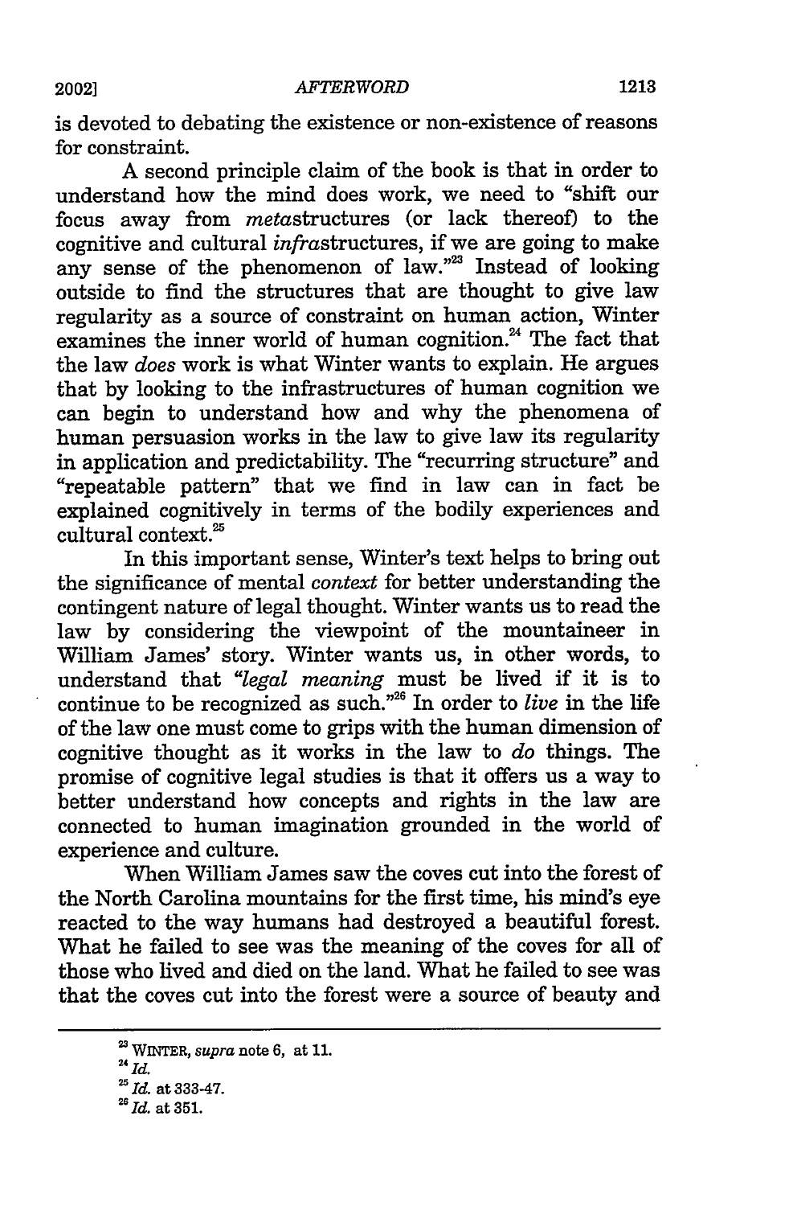is devoted to debating the existence or non-existence of reasons for constraint.

A second principle claim of the book is that in order to understand how the mind does work, we need to "shift our focus away from *meta*structures (or lack thereof) to the cognitive and cultural *infra*structures, if we are going to make any sense of the phenomenon of law."[23] Instead of looking outside to find the structures that are thought to give law regularity as a source of constraint on human action, Winter examines the inner world of human cognition.[24] The fact that the law *does* work is what Winter wants to explain. He argues that by looking to the infrastructures of human cognition we can begin to understand how and why the phenomena of human persuasion works in the law to give law its regularity in application and predictability. The "recurring structure" and "repeatable pattern" that we find in law can in fact be explained cognitively in terms of the bodily experiences and cultural context.[25]

In this important sense, Winter's text helps to bring out the significance of mental *context* for better understanding the contingent nature of legal thought. Winter wants us to read the law by considering the viewpoint of the mountaineer in William James' story. Winter wants us, in other words, to understand that "*legal meaning* must be lived if it is to continue to be recognized as such."[26] In order to *live* in the life of the law one must come to grips with the human dimension of cognitive thought as it works in the law to *do* things. The promise of cognitive legal studies is that it offers us a way to better understand how concepts and rights in the law are connected to human imagination grounded in the world of experience and culture.

When William James saw the coves cut into the forest of the North Carolina mountains for the first time, his mind's eye reacted to the way humans had destroyed a beautiful forest. What he failed to see was the meaning of the coves for all of those who lived and died on the land. What he failed to see was that the coves cut into the forest were a source of beauty and

---

[23] WINTER, *supra* note 6, at 11.

[24] *Id.*

[25] *Id.* at 333-47.

[26] *Id.* at 351.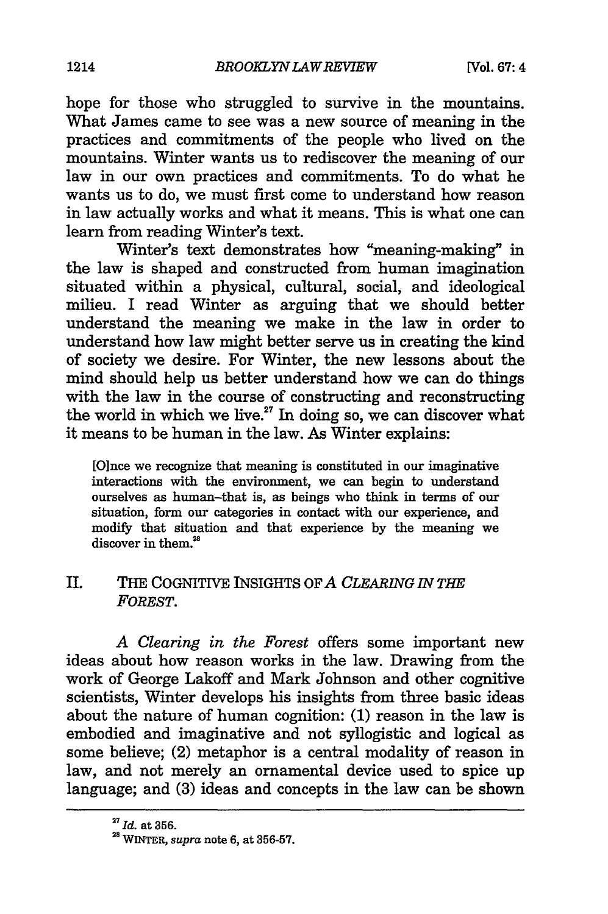hope for those who struggled to survive in the mountains. What James came to see was a new source of meaning in the practices and commitments of the people who lived on the mountains. Winter wants us to rediscover the meaning of our law in our own practices and commitments. To do what he wants us to do, we must first come to understand how reason in law actually works and what it means. This is what one can learn from reading Winter's text.

Winter's text demonstrates how "meaning-making" in the law is shaped and constructed from human imagination situated within a physical, cultural, social, and ideological milieu. I read Winter as arguing that we should better understand the meaning we make in the law in order to understand how law might better serve us in creating the kind of society we desire. For Winter, the new lessons about the mind should help us better understand how we can do things with the law in the course of constructing and reconstructing the world in which we live.[27] In doing so, we can discover what it means to be human in the law. As Winter explains:

> [O]nce we recognize that meaning is constituted in our imaginative interactions with the environment, we can begin to understand ourselves as human–that is, as beings who think in terms of our situation, form our categories in contact with our experience, and modify that situation and that experience by the meaning we discover in them.[28]

## II. THE COGNITIVE INSIGHTS OF *A CLEARING IN THE FOREST*.

*A Clearing in the Forest* offers some important new ideas about how reason works in the law. Drawing from the work of George Lakoff and Mark Johnson and other cognitive scientists, Winter develops his insights from three basic ideas about the nature of human cognition: (1) reason in the law is embodied and imaginative and not syllogistic and logical as some believe; (2) metaphor is a central modality of reason in law, and not merely an ornamental device used to spice up language; and (3) ideas and concepts in the law can be shown

---

[27] *Id.* at 356.

[28] WINTER, *supra* note 6, at 356-57.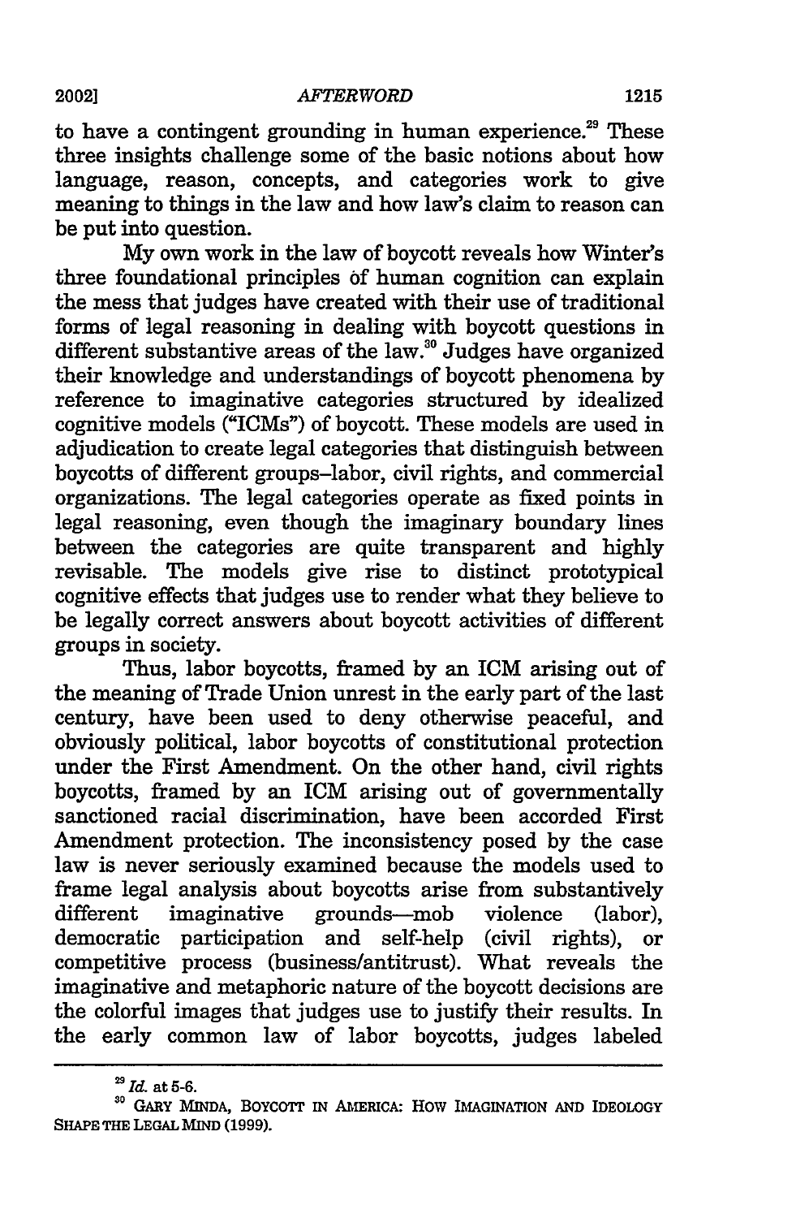to have a contingent grounding in human experience.[29] These three insights challenge some of the basic notions about how language, reason, concepts, and categories work to give meaning to things in the law and how law's claim to reason can be put into question.

My own work in the law of boycott reveals how Winter's three foundational principles of human cognition can explain the mess that judges have created with their use of traditional forms of legal reasoning in dealing with boycott questions in different substantive areas of the law.[30] Judges have organized their knowledge and understandings of boycott phenomena by reference to imaginative categories structured by idealized cognitive models ("ICMs") of boycott. These models are used in adjudication to create legal categories that distinguish between boycotts of different groups–labor, civil rights, and commercial organizations. The legal categories operate as fixed points in legal reasoning, even though the imaginary boundary lines between the categories are quite transparent and highly revisable. The models give rise to distinct prototypical cognitive effects that judges use to render what they believe to be legally correct answers about boycott activities of different groups in society.

Thus, labor boycotts, framed by an ICM arising out of the meaning of Trade Union unrest in the early part of the last century, have been used to deny otherwise peaceful, and obviously political, labor boycotts of constitutional protection under the First Amendment. On the other hand, civil rights boycotts, framed by an ICM arising out of governmentally sanctioned racial discrimination, have been accorded First Amendment protection. The inconsistency posed by the case law is never seriously examined because the models used to frame legal analysis about boycotts arise from substantively different imaginative grounds—mob violence (labor), democratic participation and self-help (civil rights), or competitive process (business/antitrust). What reveals the imaginative and metaphoric nature of the boycott decisions are the colorful images that judges use to justify their results. In the early common law of labor boycotts, judges labeled

---

[29] *Id.* at 5-6.

[30] GARY MINDA, BOYCOTT IN AMERICA: HOW IMAGINATION AND IDEOLOGY SHAPE THE LEGAL MIND (1999).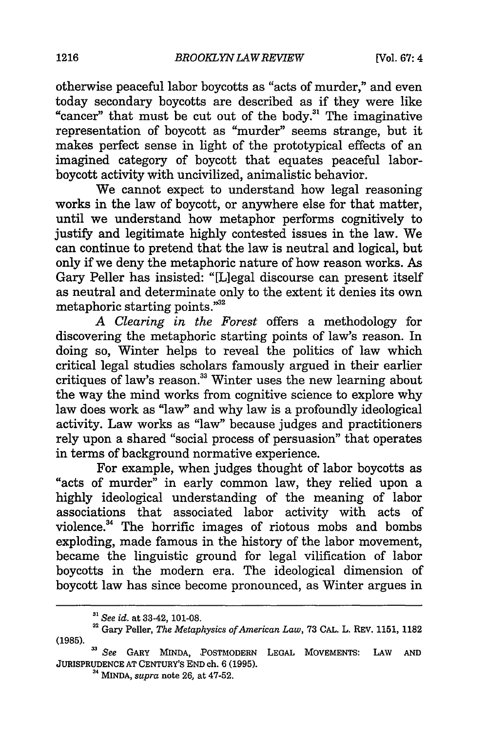otherwise peaceful labor boycotts as "acts of murder," and even today secondary boycotts are described as if they were like "cancer" that must be cut out of the body.[31] The imaginative representation of boycott as "murder" seems strange, but it makes perfect sense in light of the prototypical effects of an imagined category of boycott that equates peaceful labor-boycott activity with uncivilized, animalistic behavior.

We cannot expect to understand how legal reasoning works in the law of boycott, or anywhere else for that matter, until we understand how metaphor performs cognitively to justify and legitimate highly contested issues in the law. We can continue to pretend that the law is neutral and logical, but only if we deny the metaphoric nature of how reason works. As Gary Peller has insisted: "[L]egal discourse can present itself as neutral and determinate only to the extent it denies its own metaphoric starting points."[32]

*A Clearing in the Forest* offers a methodology for discovering the metaphoric starting points of law's reason. In doing so, Winter helps to reveal the politics of law which critical legal studies scholars famously argued in their earlier critiques of law's reason.[33] Winter uses the new learning about the way the mind works from cognitive science to explore why law does work as "law" and why law is a profoundly ideological activity. Law works as "law" because judges and practitioners rely upon a shared "social process of persuasion" that operates in terms of background normative experience.

For example, when judges thought of labor boycotts as "acts of murder" in early common law, they relied upon a highly ideological understanding of the meaning of labor associations that associated labor activity with acts of violence.[34] The horrific images of riotous mobs and bombs exploding, made famous in the history of the labor movement, became the linguistic ground for legal vilification of labor boycotts in the modern era. The ideological dimension of boycott law has since become pronounced, as Winter argues in

---

[31] *See id.* at 33-42, 101-08.

[32] Gary Peller, *The Metaphysics of American Law*, 73 CAL. L. REV. 1151, 1182 (1985).

[33] *See* GARY MINDA, POSTMODERN LEGAL MOVEMENTS: LAW AND JURISPRUDENCE AT CENTURY'S END ch. 6 (1995).

[34] MINDA, *supra* note 26, at 47-52.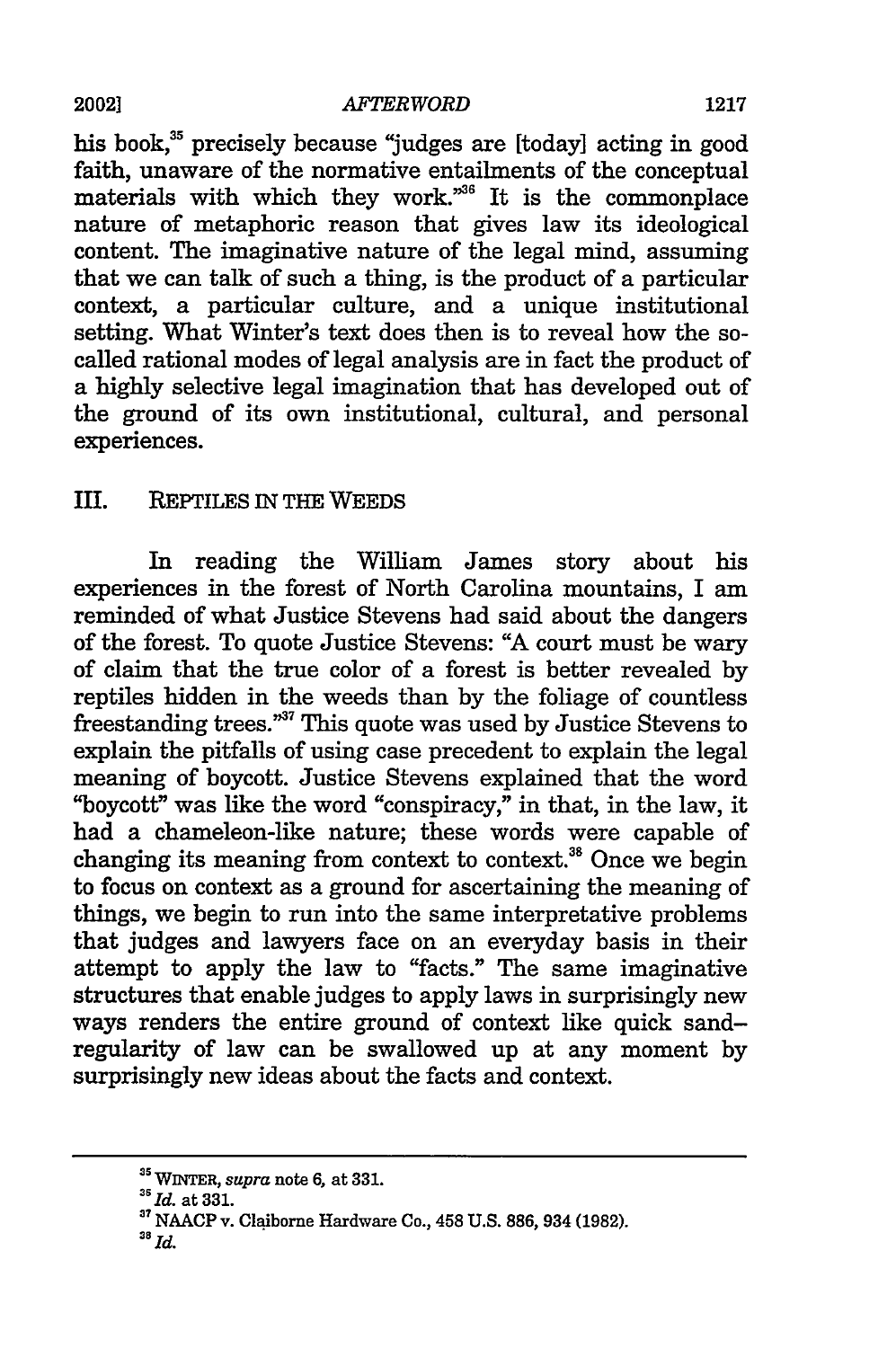his book,[35] precisely because "judges are [today] acting in good faith, unaware of the normative entailments of the conceptual materials with which they work."[36] It is the commonplace nature of metaphoric reason that gives law its ideological content. The imaginative nature of the legal mind, assuming that we can talk of such a thing, is the product of a particular context, a particular culture, and a unique institutional setting. What Winter's text does then is to reveal how the so-called rational modes of legal analysis are in fact the product of a highly selective legal imagination that has developed out of the ground of its own institutional, cultural, and personal experiences.

## III. REPTILES IN THE WEEDS

In reading the William James story about his experiences in the forest of North Carolina mountains, I am reminded of what Justice Stevens had said about the dangers of the forest. To quote Justice Stevens: "A court must be wary of claim that the true color of a forest is better revealed by reptiles hidden in the weeds than by the foliage of countless freestanding trees."[37] This quote was used by Justice Stevens to explain the pitfalls of using case precedent to explain the legal meaning of boycott. Justice Stevens explained that the word "boycott" was like the word "conspiracy," in that, in the law, it had a chameleon-like nature; these words were capable of changing its meaning from context to context.[38] Once we begin to focus on context as a ground for ascertaining the meaning of things, we begin to run into the same interpretative problems that judges and lawyers face on an everyday basis in their attempt to apply the law to "facts." The same imaginative structures that enable judges to apply laws in surprisingly new ways renders the entire ground of context like quick sand–regularity of law can be swallowed up at any moment by surprisingly new ideas about the facts and context.

---

[35] WINTER, *supra* note 6, at 331.

[36] *Id.* at 331.

[37] NAACP v. Claiborne Hardware Co., 458 U.S. 886, 934 (1982).

[38] *Id.*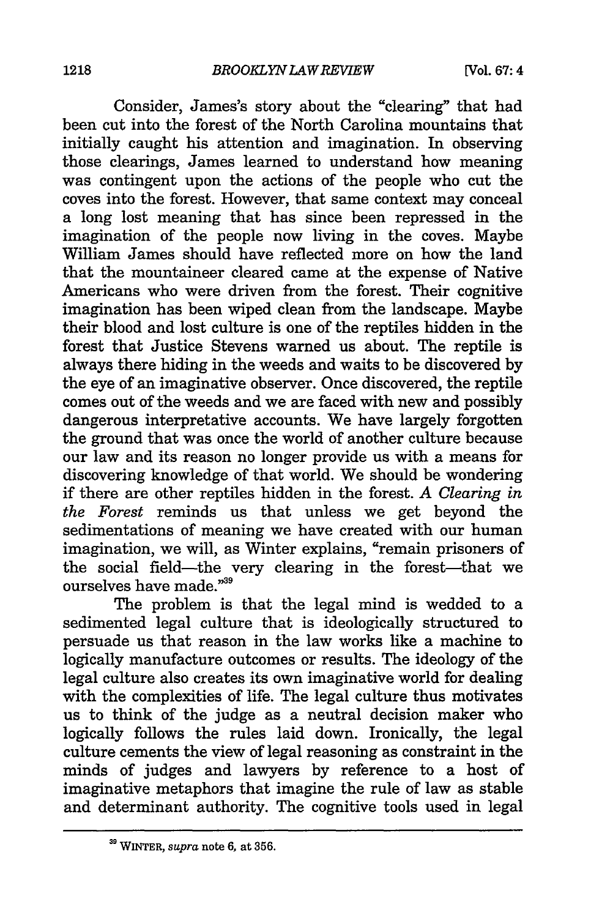Consider, James's story about the "clearing" that had been cut into the forest of the North Carolina mountains that initially caught his attention and imagination. In observing those clearings, James learned to understand how meaning was contingent upon the actions of the people who cut the coves into the forest. However, that same context may conceal a long lost meaning that has since been repressed in the imagination of the people now living in the coves. Maybe William James should have reflected more on how the land that the mountaineer cleared came at the expense of Native Americans who were driven from the forest. Their cognitive imagination has been wiped clean from the landscape. Maybe their blood and lost culture is one of the reptiles hidden in the forest that Justice Stevens warned us about. The reptile is always there hiding in the weeds and waits to be discovered by the eye of an imaginative observer. Once discovered, the reptile comes out of the weeds and we are faced with new and possibly dangerous interpretative accounts. We have largely forgotten the ground that was once the world of another culture because our law and its reason no longer provide us with a means for discovering knowledge of that world. We should be wondering if there are other reptiles hidden in the forest. *A Clearing in the Forest* reminds us that unless we get beyond the sedimentations of meaning we have created with our human imagination, we will, as Winter explains, "remain prisoners of the social field—the very clearing in the forest—that we ourselves have made."[39]

The problem is that the legal mind is wedded to a sedimented legal culture that is ideologically structured to persuade us that reason in the law works like a machine to logically manufacture outcomes or results. The ideology of the legal culture also creates its own imaginative world for dealing with the complexities of life. The legal culture thus motivates us to think of the judge as a neutral decision maker who logically follows the rules laid down. Ironically, the legal culture cements the view of legal reasoning as constraint in the minds of judges and lawyers by reference to a host of imaginative metaphors that imagine the rule of law as stable and determinant authority. The cognitive tools used in legal

[39] WINTER, *supra* note 6, at 356.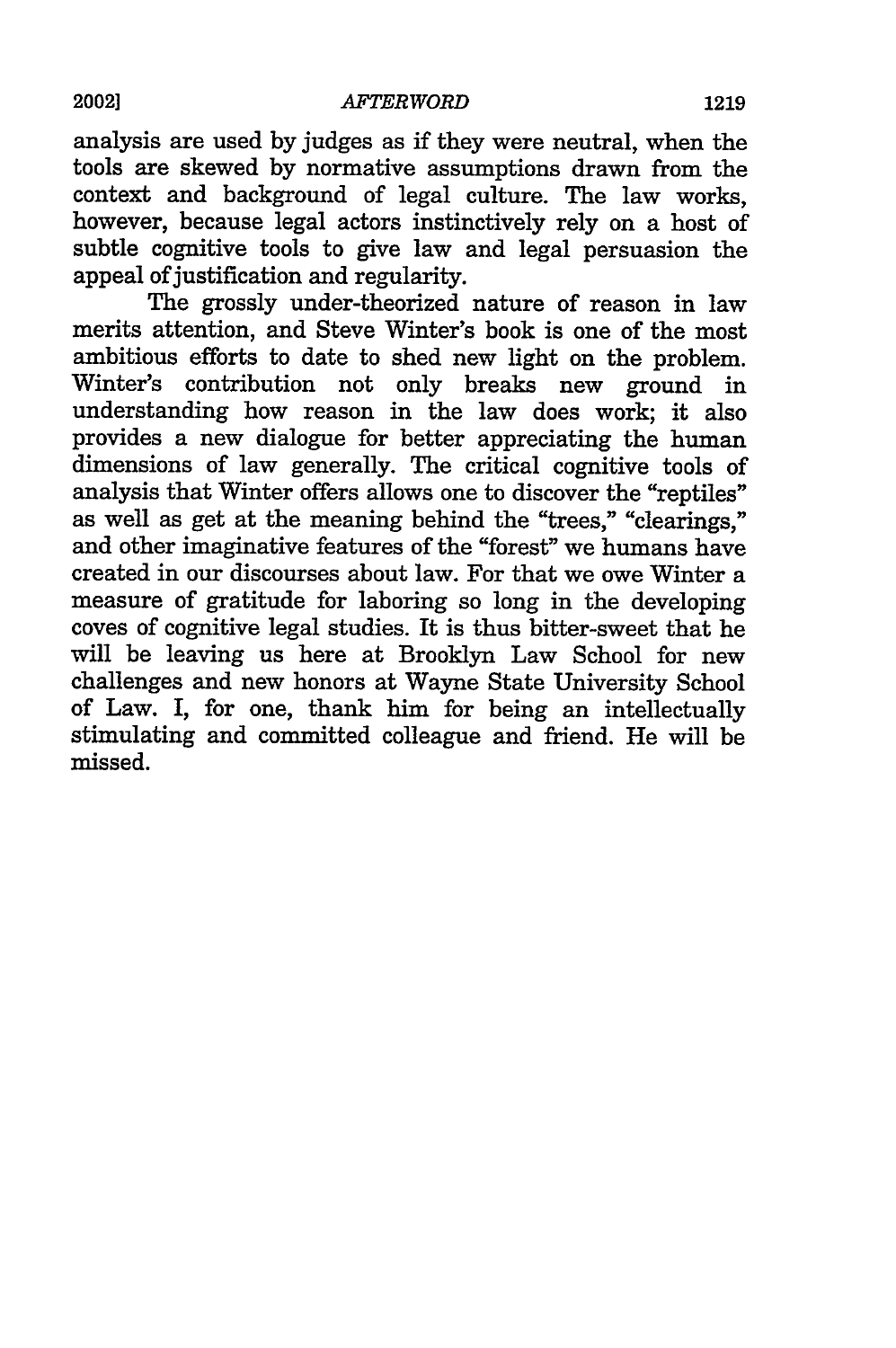analysis are used by judges as if they were neutral, when the tools are skewed by normative assumptions drawn from the context and background of legal culture. The law works, however, because legal actors instinctively rely on a host of subtle cognitive tools to give law and legal persuasion the appeal of justification and regularity.

The grossly under-theorized nature of reason in law merits attention, and Steve Winter's book is one of the most ambitious efforts to date to shed new light on the problem. Winter's contribution not only breaks new ground in understanding how reason in the law does work; it also provides a new dialogue for better appreciating the human dimensions of law generally. The critical cognitive tools of analysis that Winter offers allows one to discover the "reptiles" as well as get at the meaning behind the "trees," "clearings," and other imaginative features of the "forest" we humans have created in our discourses about law. For that we owe Winter a measure of gratitude for laboring so long in the developing coves of cognitive legal studies. It is thus bitter-sweet that he will be leaving us here at Brooklyn Law School for new challenges and new honors at Wayne State University School of Law. I, for one, thank him for being an intellectually stimulating and committed colleague and friend. He will be missed.